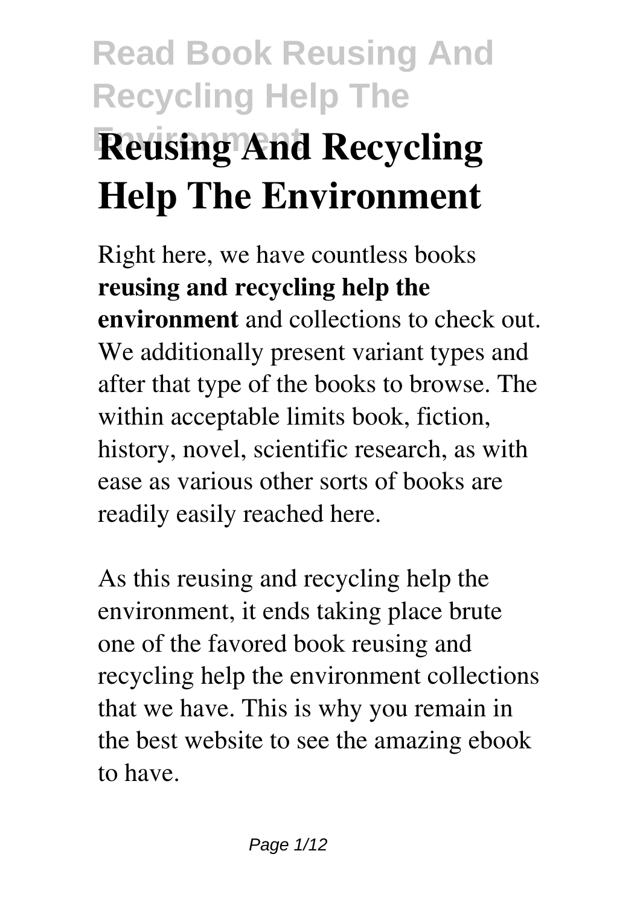# Reusing And Recycling Help The Environment

Right here, we have countless books **reusing and recycling help the environment** and collections to check out. We additionally present variant types and after that type of the books to browse. The within acceptable limits book, fiction, history, novel, scientific research, as with ease as various other sorts of books are readily easily reached here.

As this reusing and recycling help the environment, it ends taking place brute one of the favored book reusing and recycling help the environment collections that we have. This is why you remain in the best website to see the amazing ebook to have.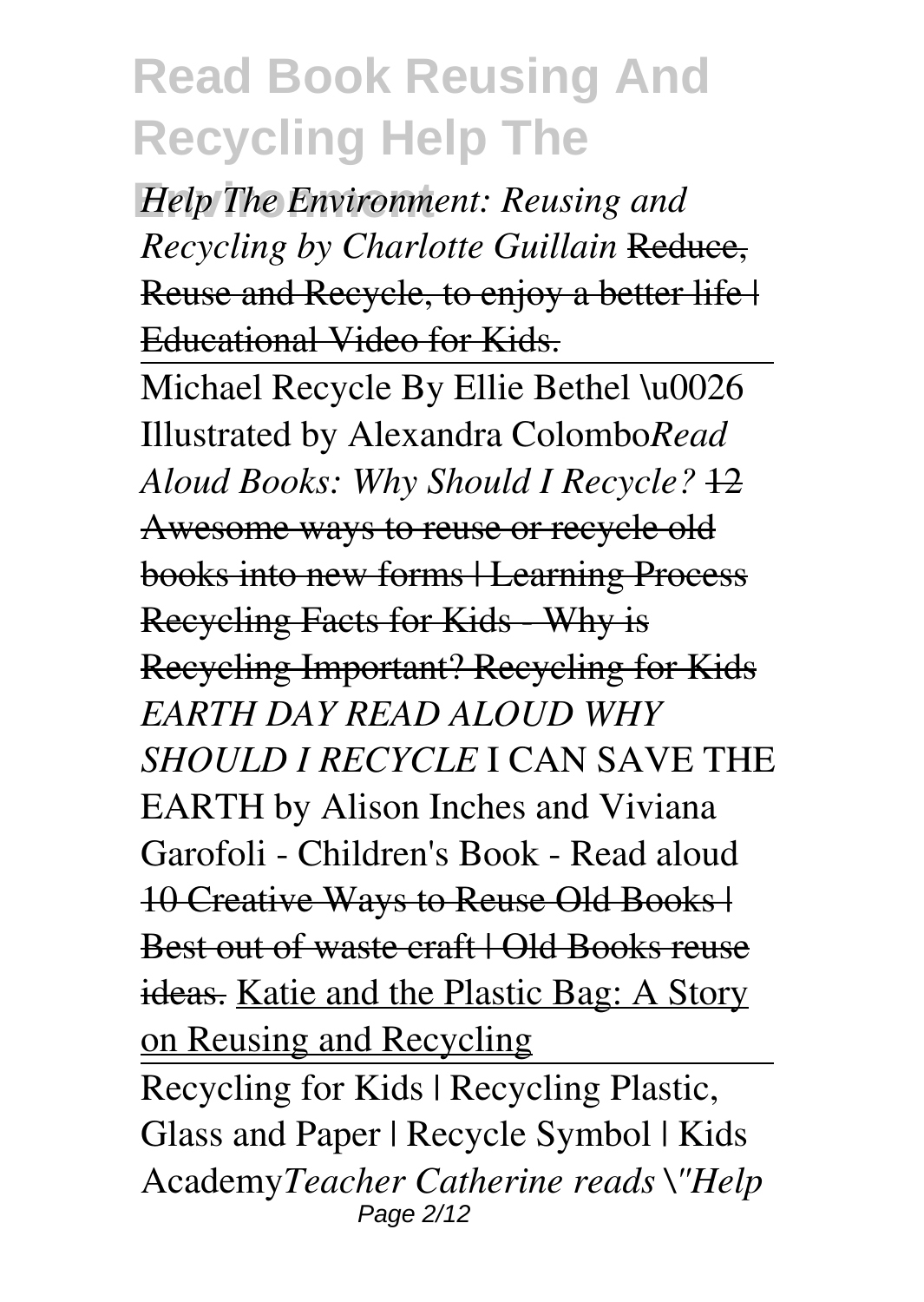*Help The Environment: Reusing and Recycling by Charlotte Guillain* ~~Reduce, Reuse and Recycle, to enjoy a better life | Educational Video for Kids.~~

Michael Recycle By Ellie Bethel \u0026 Illustrated by Alexandra Colombo*Read Aloud Books: Why Should I Recycle?* ~~12 Awesome ways to reuse or recycle old books into new forms | Learning Process~~ ~~Recycling Facts for Kids - Why is Recycling Important? Recycling for Kids~~ *EARTH DAY READ ALOUD WHY SHOULD I RECYCLE* I CAN SAVE THE EARTH by Alison Inches and Viviana Garofoli - Children's Book - Read aloud ~~10 Creative Ways to Reuse Old Books | Best out of waste craft | Old Books reuse ideas.~~ Katie and the Plastic Bag: A Story on Reusing and Recycling

Recycling for Kids | Recycling Plastic, Glass and Paper | Recycle Symbol | Kids Academy*Teacher Catherine reads \"Help*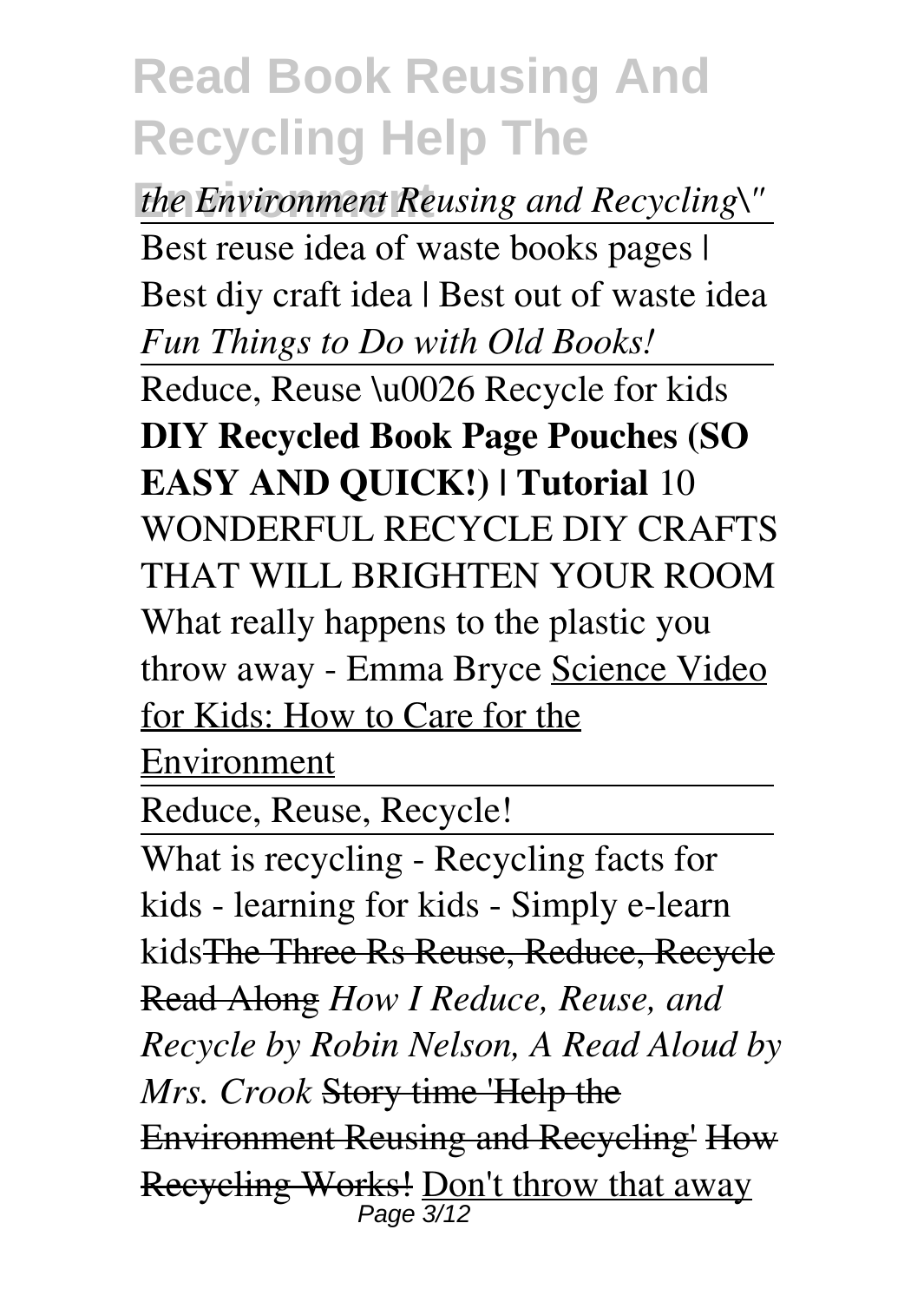*the Environment Reusing and Recycling\"*

Best reuse idea of waste books pages | Best diy craft idea | Best out of waste idea *Fun Things to Do with Old Books!*

Reduce, Reuse \u0026 Recycle for kids **DIY Recycled Book Page Pouches (SO EASY AND QUICK!) | Tutorial** 10 WONDERFUL RECYCLE DIY CRAFTS THAT WILL BRIGHTEN YOUR ROOM What really happens to the plastic you throw away - Emma Bryce Science Video for Kids: How to Care for the Environment

Reduce, Reuse, Recycle!

What is recycling - Recycling facts for kids - learning for kids - Simply e-learn kids~~The Three Rs Reuse, Reduce, Recycle Read Along~~ *How I Reduce, Reuse, and Recycle by Robin Nelson, A Read Aloud by Mrs. Crook* ~~Story time 'Help the Environment Reusing and Recycling'~~ ~~How Recycling Works!~~ Don't throw that away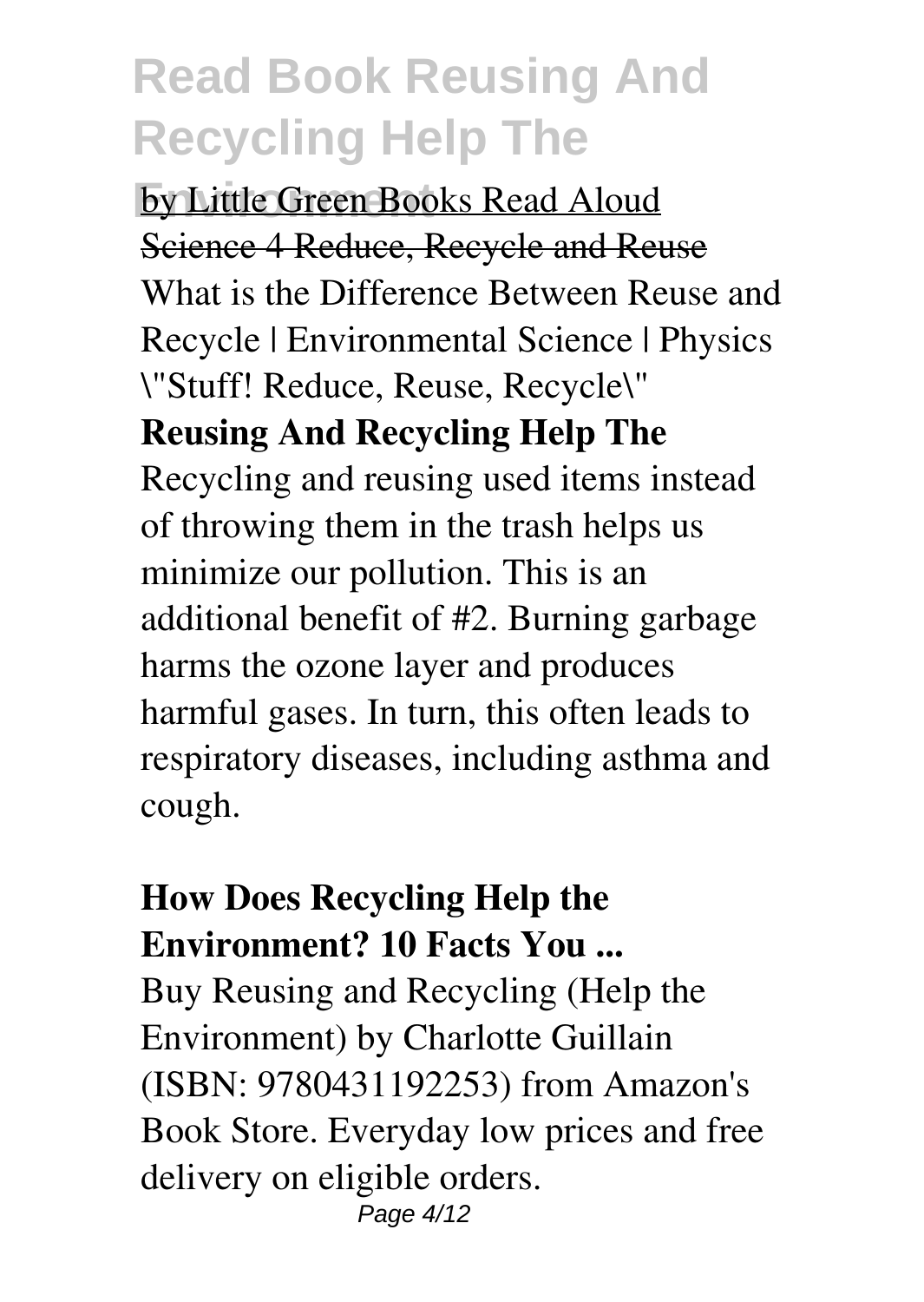by Little Green Books Read Aloud

Science 4 Reduce, Recycle and Reuse

What is the Difference Between Reuse and Recycle | Environmental Science | Physics

\"Stuff! Reduce, Reuse, Recycle\"

**Reusing And Recycling Help The**

Recycling and reusing used items instead of throwing them in the trash helps us minimize our pollution. This is an additional benefit of #2. Burning garbage harms the ozone layer and produces harmful gases. In turn, this often leads to respiratory diseases, including asthma and cough.

**How Does Recycling Help the Environment? 10 Facts You ...**

Buy Reusing and Recycling (Help the Environment) by Charlotte Guillain (ISBN: 9780431192253) from Amazon's Book Store. Everyday low prices and free delivery on eligible orders.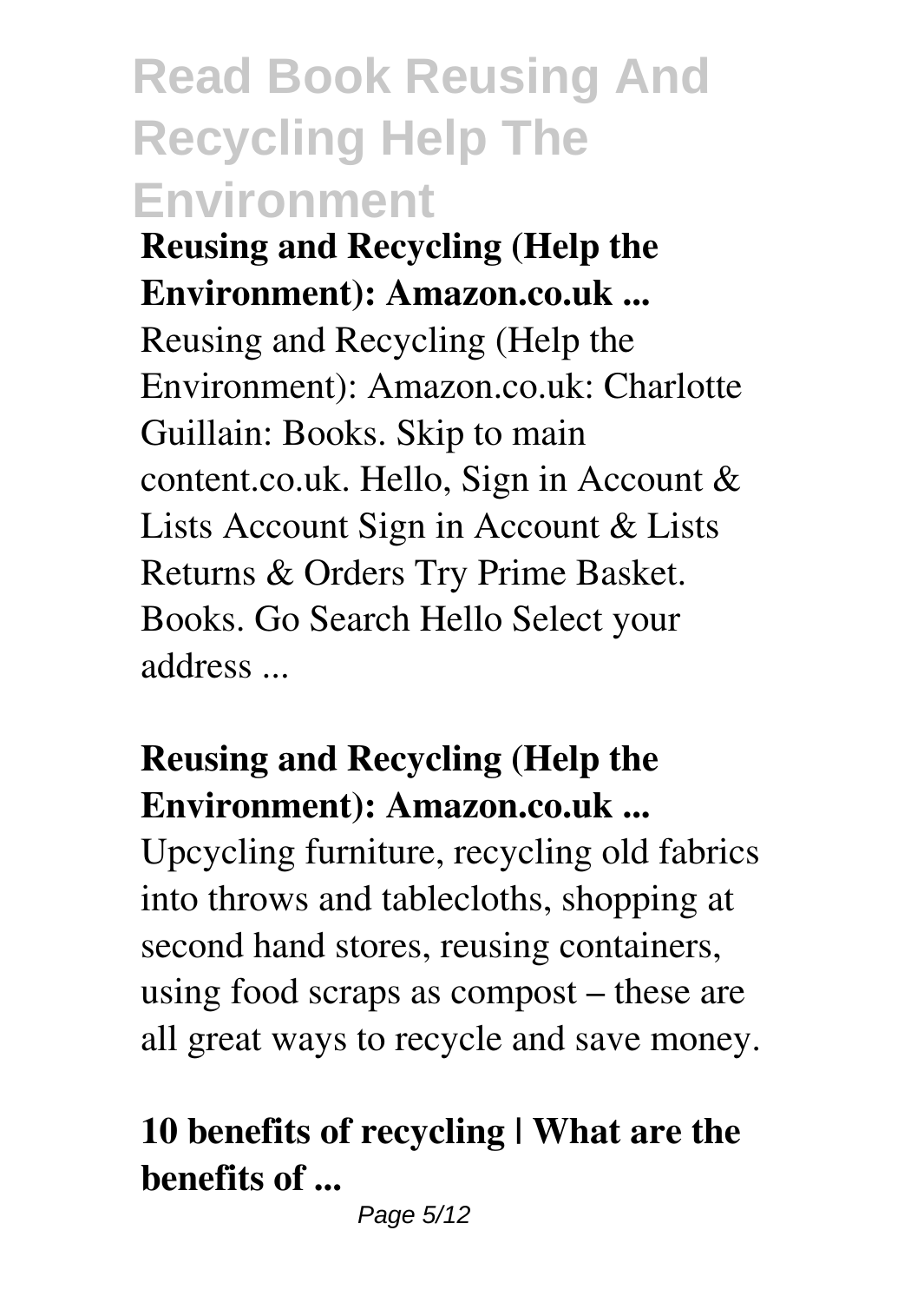**Reusing and Recycling (Help the Environment): Amazon.co.uk ...**

Reusing and Recycling (Help the Environment): Amazon.co.uk: Charlotte Guillain: Books. Skip to main content.co.uk. Hello, Sign in Account & Lists Account Sign in Account & Lists Returns & Orders Try Prime Basket. Books. Go Search Hello Select your address ...

**Reusing and Recycling (Help the Environment): Amazon.co.uk ...**

Upcycling furniture, recycling old fabrics into throws and tablecloths, shopping at second hand stores, reusing containers, using food scraps as compost – these are all great ways to recycle and save money.

**10 benefits of recycling | What are the benefits of ...**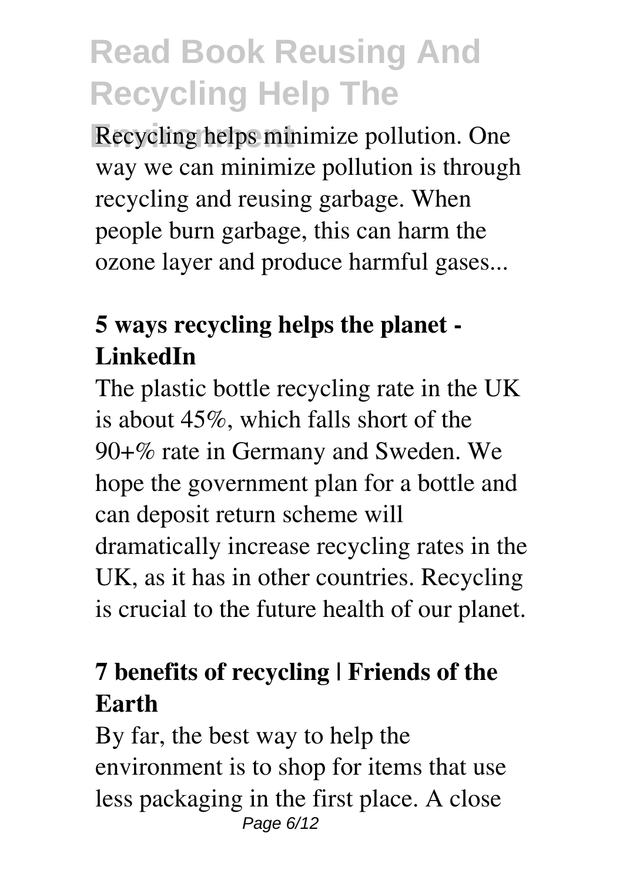Recycling helps minimize pollution. One way we can minimize pollution is through recycling and reusing garbage. When people burn garbage, this can harm the ozone layer and produce harmful gases...

**5 ways recycling helps the planet - LinkedIn**

The plastic bottle recycling rate in the UK is about 45%, which falls short of the 90+% rate in Germany and Sweden. We hope the government plan for a bottle and can deposit return scheme will dramatically increase recycling rates in the UK, as it has in other countries. Recycling is crucial to the future health of our planet.

**7 benefits of recycling | Friends of the Earth**

By far, the best way to help the environment is to shop for items that use less packaging in the first place. A close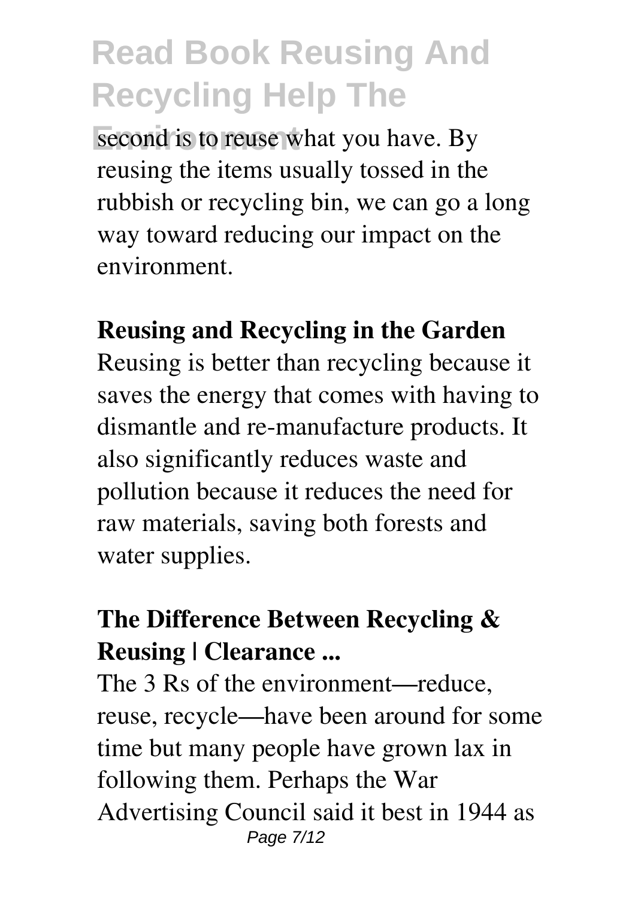second is to reuse what you have. By reusing the items usually tossed in the rubbish or recycling bin, we can go a long way toward reducing our impact on the environment.

**Reusing and Recycling in the Garden**

Reusing is better than recycling because it saves the energy that comes with having to dismantle and re-manufacture products. It also significantly reduces waste and pollution because it reduces the need for raw materials, saving both forests and water supplies.

**The Difference Between Recycling & Reusing | Clearance ...**

The 3 Rs of the environment—reduce, reuse, recycle—have been around for some time but many people have grown lax in following them. Perhaps the War Advertising Council said it best in 1944 as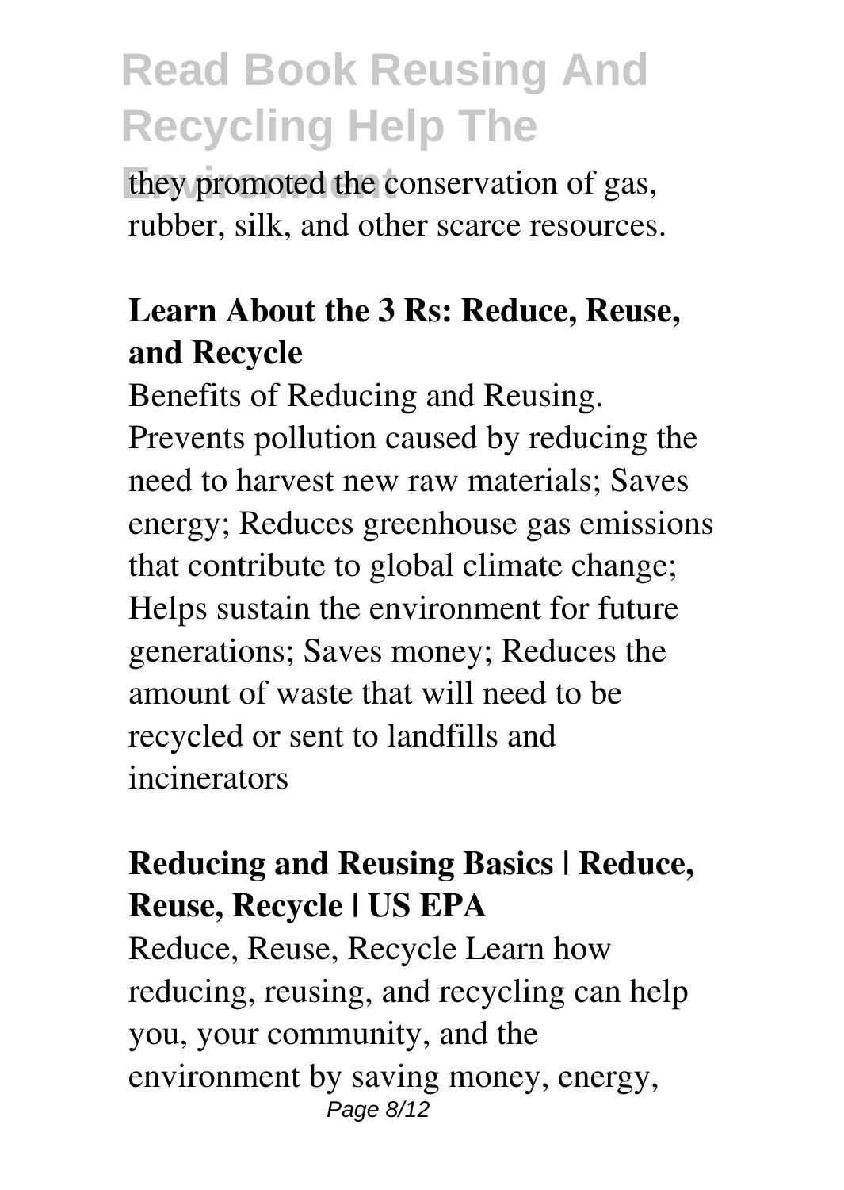they promoted the conservation of gas, rubber, silk, and other scarce resources.

**Learn About the 3 Rs: Reduce, Reuse, and Recycle**

Benefits of Reducing and Reusing. Prevents pollution caused by reducing the need to harvest new raw materials; Saves energy; Reduces greenhouse gas emissions that contribute to global climate change; Helps sustain the environment for future generations; Saves money; Reduces the amount of waste that will need to be recycled or sent to landfills and incinerators

**Reducing and Reusing Basics | Reduce, Reuse, Recycle | US EPA**

Reduce, Reuse, Recycle Learn how reducing, reusing, and recycling can help you, your community, and the environment by saving money, energy,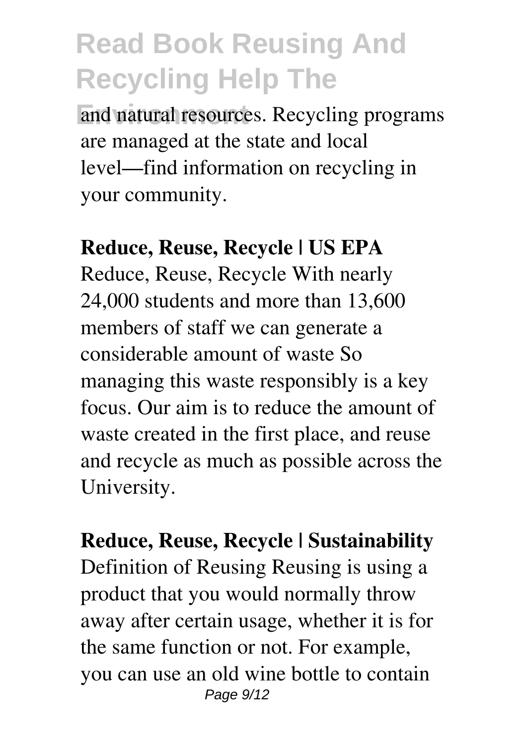and natural resources. Recycling programs are managed at the state and local level—find information on recycling in your community.

**Reduce, Reuse, Recycle | US EPA**

Reduce, Reuse, Recycle With nearly 24,000 students and more than 13,600 members of staff we can generate a considerable amount of waste So managing this waste responsibly is a key focus. Our aim is to reduce the amount of waste created in the first place, and reuse and recycle as much as possible across the University.

**Reduce, Reuse, Recycle | Sustainability**

Definition of Reusing Reusing is using a product that you would normally throw away after certain usage, whether it is for the same function or not. For example, you can use an old wine bottle to contain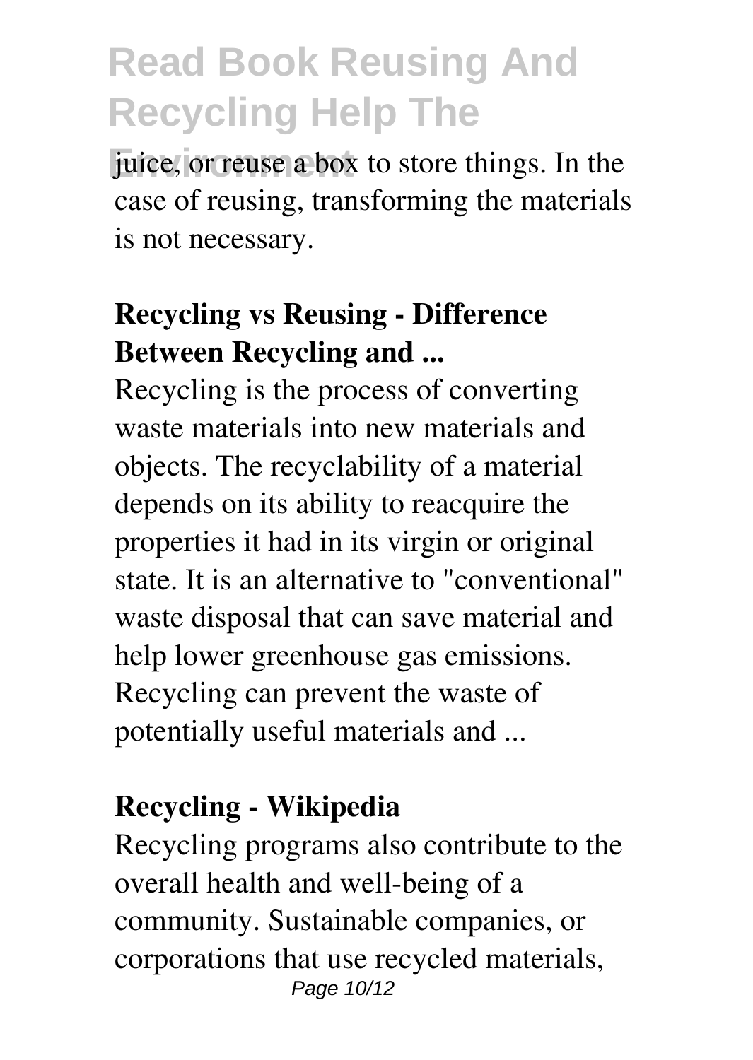juice, or reuse a box to store things. In the case of reusing, transforming the materials is not necessary.

**Recycling vs Reusing - Difference Between Recycling and ...**

Recycling is the process of converting waste materials into new materials and objects. The recyclability of a material depends on its ability to reacquire the properties it had in its virgin or original state. It is an alternative to "conventional" waste disposal that can save material and help lower greenhouse gas emissions. Recycling can prevent the waste of potentially useful materials and ...

**Recycling - Wikipedia**

Recycling programs also contribute to the overall health and well-being of a community. Sustainable companies, or corporations that use recycled materials,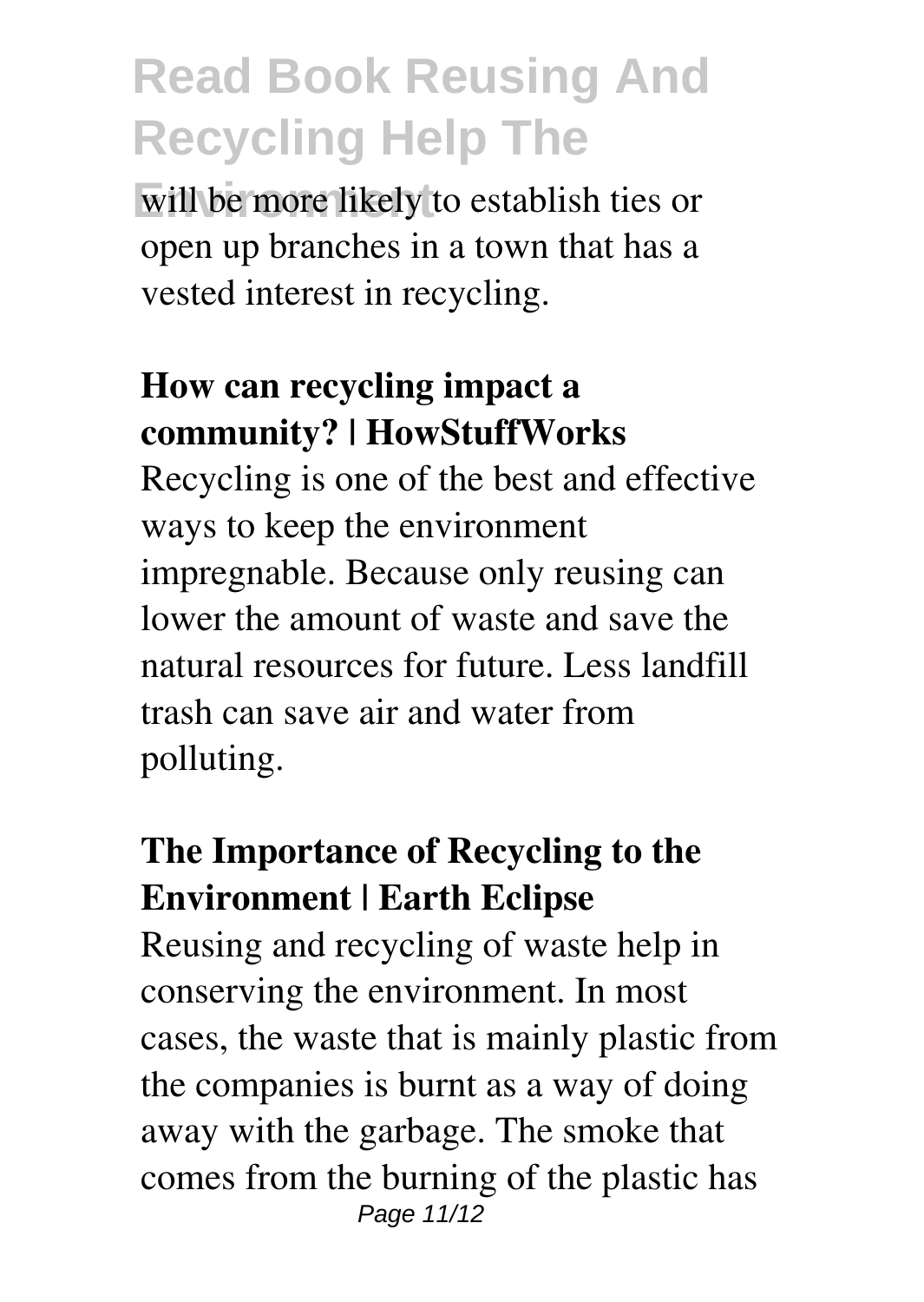will be more likely to establish ties or open up branches in a town that has a vested interest in recycling.

**How can recycling impact a community? | HowStuffWorks**

Recycling is one of the best and effective ways to keep the environment impregnable. Because only reusing can lower the amount of waste and save the natural resources for future. Less landfill trash can save air and water from polluting.

**The Importance of Recycling to the Environment | Earth Eclipse**

Reusing and recycling of waste help in conserving the environment. In most cases, the waste that is mainly plastic from the companies is burnt as a way of doing away with the garbage. The smoke that comes from the burning of the plastic has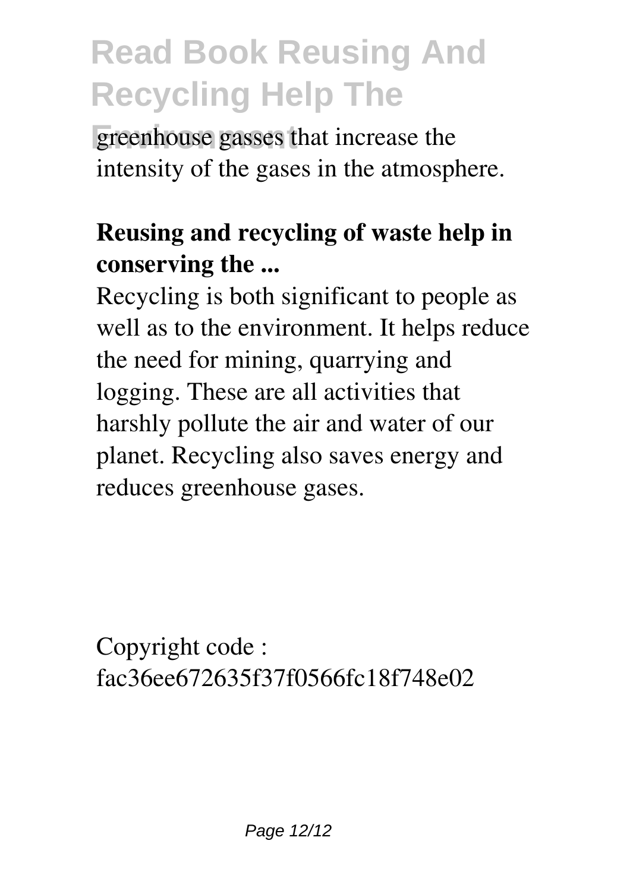greenhouse gasses that increase the intensity of the gases in the atmosphere.

**Reusing and recycling of waste help in conserving the ...**

Recycling is both significant to people as well as to the environment. It helps reduce the need for mining, quarrying and logging. These are all activities that harshly pollute the air and water of our planet. Recycling also saves energy and reduces greenhouse gases.

Copyright code : fac36ee672635f37f0566fc18f748e02